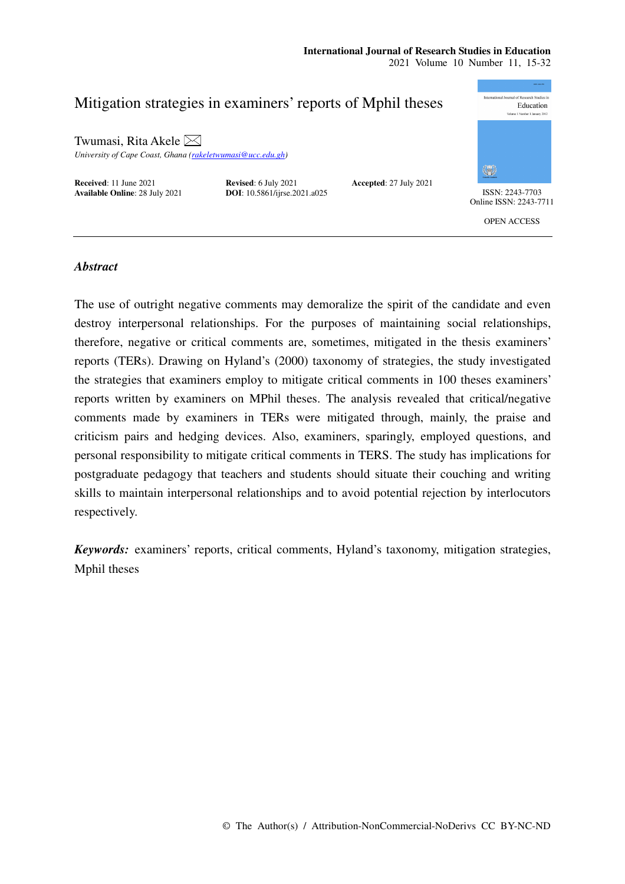# Mitigation strategies in examiners' reports of Mphil theses

Twumasi, Rita Akele ✉
*University of Cape Coast, Ghana (rakeletwumasi@ucc.edu.gh)*

**Received**: 11 June 2021 **Revised**: 6 July 2021 **Accepted**: 27 July 2021
**Available Online**: 28 July 2021 **DOI**: 10.5861/ijrse.2021.a025

ISSN: 2243-7703
Online ISSN: 2243-7711

OPEN ACCESS

## *Abstract*

The use of outright negative comments may demoralize the spirit of the candidate and even destroy interpersonal relationships. For the purposes of maintaining social relationships, therefore, negative or critical comments are, sometimes, mitigated in the thesis examiners' reports (TERs). Drawing on Hyland's (2000) taxonomy of strategies, the study investigated the strategies that examiners employ to mitigate critical comments in 100 theses examiners' reports written by examiners on MPhil theses. The analysis revealed that critical/negative comments made by examiners in TERs were mitigated through, mainly, the praise and criticism pairs and hedging devices. Also, examiners, sparingly, employed questions, and personal responsibility to mitigate critical comments in TERS. The study has implications for postgraduate pedagogy that teachers and students should situate their couching and writing skills to maintain interpersonal relationships and to avoid potential rejection by interlocutors respectively.

***Keywords:*** examiners' reports, critical comments, Hyland's taxonomy, mitigation strategies, Mphil theses

© The Author(s) / Attribution-NonCommercial-NoDerivs CC BY-NC-ND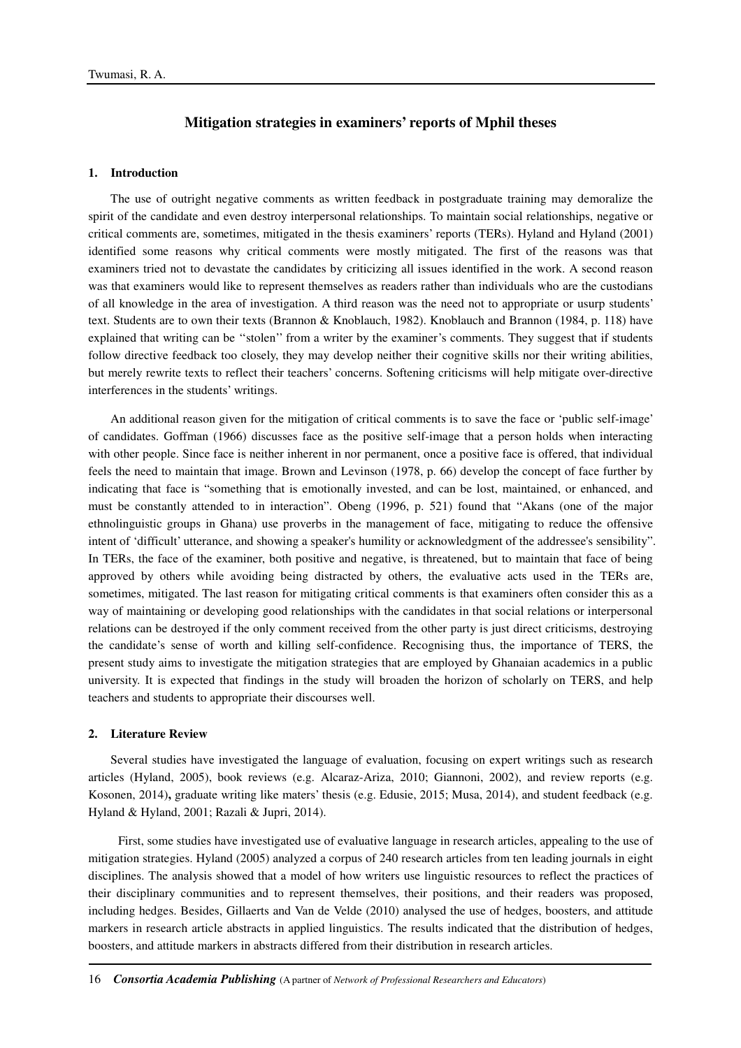## Mitigation strategies in examiners' reports of Mphil theses

### 1. Introduction

The use of outright negative comments as written feedback in postgraduate training may demoralize the spirit of the candidate and even destroy interpersonal relationships. To maintain social relationships, negative or critical comments are, sometimes, mitigated in the thesis examiners' reports (TERs). Hyland and Hyland (2001) identified some reasons why critical comments were mostly mitigated. The first of the reasons was that examiners tried not to devastate the candidates by criticizing all issues identified in the work. A second reason was that examiners would like to represent themselves as readers rather than individuals who are the custodians of all knowledge in the area of investigation. A third reason was the need not to appropriate or usurp students' text. Students are to own their texts (Brannon & Knoblauch, 1982). Knoblauch and Brannon (1984, p. 118) have explained that writing can be ''stolen'' from a writer by the examiner's comments. They suggest that if students follow directive feedback too closely, they may develop neither their cognitive skills nor their writing abilities, but merely rewrite texts to reflect their teachers' concerns. Softening criticisms will help mitigate over-directive interferences in the students' writings.

An additional reason given for the mitigation of critical comments is to save the face or 'public self-image' of candidates. Goffman (1966) discusses face as the positive self-image that a person holds when interacting with other people. Since face is neither inherent in nor permanent, once a positive face is offered, that individual feels the need to maintain that image. Brown and Levinson (1978, p. 66) develop the concept of face further by indicating that face is "something that is emotionally invested, and can be lost, maintained, or enhanced, and must be constantly attended to in interaction". Obeng (1996, p. 521) found that "Akans (one of the major ethnolinguistic groups in Ghana) use proverbs in the management of face, mitigating to reduce the offensive intent of 'difficult' utterance, and showing a speaker's humility or acknowledgment of the addressee's sensibility". In TERs, the face of the examiner, both positive and negative, is threatened, but to maintain that face of being approved by others while avoiding being distracted by others, the evaluative acts used in the TERs are, sometimes, mitigated. The last reason for mitigating critical comments is that examiners often consider this as a way of maintaining or developing good relationships with the candidates in that social relations or interpersonal relations can be destroyed if the only comment received from the other party is just direct criticisms, destroying the candidate's sense of worth and killing self-confidence. Recognising thus, the importance of TERS, the present study aims to investigate the mitigation strategies that are employed by Ghanaian academics in a public university. It is expected that findings in the study will broaden the horizon of scholarly on TERS, and help teachers and students to appropriate their discourses well.

### 2. Literature Review

Several studies have investigated the language of evaluation, focusing on expert writings such as research articles (Hyland, 2005), book reviews (e.g. Alcaraz-Ariza, 2010; Giannoni, 2002), and review reports (e.g. Kosonen, 2014)**,** graduate writing like maters' thesis (e.g. Edusie, 2015; Musa, 2014), and student feedback (e.g. Hyland & Hyland, 2001; Razali & Jupri, 2014).

First, some studies have investigated use of evaluative language in research articles, appealing to the use of mitigation strategies. Hyland (2005) analyzed a corpus of 240 research articles from ten leading journals in eight disciplines. The analysis showed that a model of how writers use linguistic resources to reflect the practices of their disciplinary communities and to represent themselves, their positions, and their readers was proposed, including hedges. Besides, Gillaerts and Van de Velde (2010) analysed the use of hedges, boosters, and attitude markers in research article abstracts in applied linguistics. The results indicated that the distribution of hedges, boosters, and attitude markers in abstracts differed from their distribution in research articles.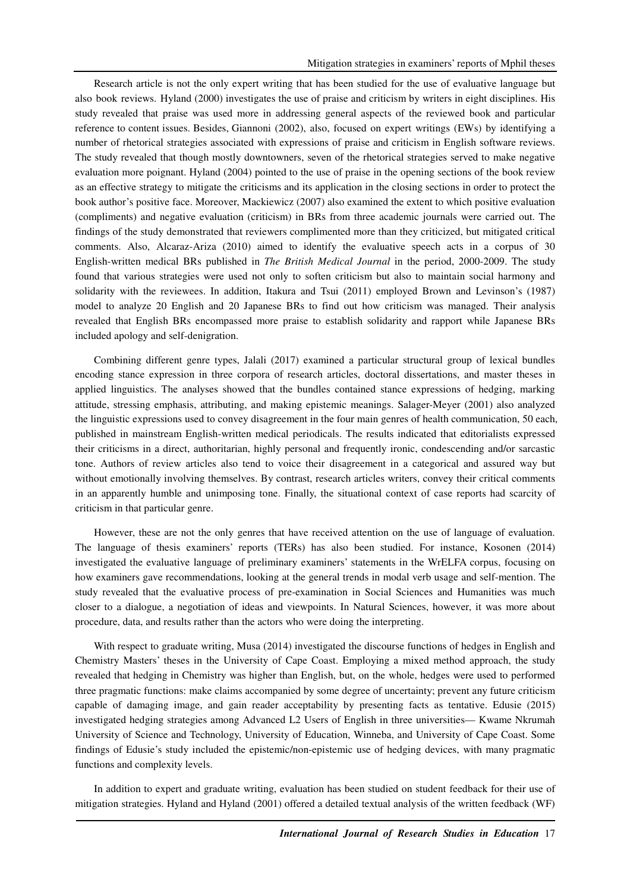Research article is not the only expert writing that has been studied for the use of evaluative language but also book reviews. Hyland (2000) investigates the use of praise and criticism by writers in eight disciplines. His study revealed that praise was used more in addressing general aspects of the reviewed book and particular reference to content issues. Besides, Giannoni (2002), also, focused on expert writings (EWs) by identifying a number of rhetorical strategies associated with expressions of praise and criticism in English software reviews. The study revealed that though mostly downtowners, seven of the rhetorical strategies served to make negative evaluation more poignant. Hyland (2004) pointed to the use of praise in the opening sections of the book review as an effective strategy to mitigate the criticisms and its application in the closing sections in order to protect the book author's positive face. Moreover, Mackiewicz (2007) also examined the extent to which positive evaluation (compliments) and negative evaluation (criticism) in BRs from three academic journals were carried out. The findings of the study demonstrated that reviewers complimented more than they criticized, but mitigated critical comments. Also, Alcaraz-Ariza (2010) aimed to identify the evaluative speech acts in a corpus of 30 English-written medical BRs published in *The British Medical Journal* in the period, 2000-2009. The study found that various strategies were used not only to soften criticism but also to maintain social harmony and solidarity with the reviewees. In addition, Itakura and Tsui (2011) employed Brown and Levinson's (1987) model to analyze 20 English and 20 Japanese BRs to find out how criticism was managed. Their analysis revealed that English BRs encompassed more praise to establish solidarity and rapport while Japanese BRs included apology and self-denigration.

Combining different genre types, Jalali (2017) examined a particular structural group of lexical bundles encoding stance expression in three corpora of research articles, doctoral dissertations, and master theses in applied linguistics. The analyses showed that the bundles contained stance expressions of hedging, marking attitude, stressing emphasis, attributing, and making epistemic meanings. Salager-Meyer (2001) also analyzed the linguistic expressions used to convey disagreement in the four main genres of health communication, 50 each, published in mainstream English-written medical periodicals. The results indicated that editorialists expressed their criticisms in a direct, authoritarian, highly personal and frequently ironic, condescending and/or sarcastic tone. Authors of review articles also tend to voice their disagreement in a categorical and assured way but without emotionally involving themselves. By contrast, research articles writers, convey their critical comments in an apparently humble and unimposing tone. Finally, the situational context of case reports had scarcity of criticism in that particular genre.

However, these are not the only genres that have received attention on the use of language of evaluation. The language of thesis examiners' reports (TERs) has also been studied. For instance, Kosonen (2014) investigated the evaluative language of preliminary examiners' statements in the WrELFA corpus, focusing on how examiners gave recommendations, looking at the general trends in modal verb usage and self-mention. The study revealed that the evaluative process of pre-examination in Social Sciences and Humanities was much closer to a dialogue, a negotiation of ideas and viewpoints. In Natural Sciences, however, it was more about procedure, data, and results rather than the actors who were doing the interpreting.

With respect to graduate writing, Musa (2014) investigated the discourse functions of hedges in English and Chemistry Masters' theses in the University of Cape Coast. Employing a mixed method approach, the study revealed that hedging in Chemistry was higher than English, but, on the whole, hedges were used to performed three pragmatic functions: make claims accompanied by some degree of uncertainty; prevent any future criticism capable of damaging image, and gain reader acceptability by presenting facts as tentative. Edusie (2015) investigated hedging strategies among Advanced L2 Users of English in three universities— Kwame Nkrumah University of Science and Technology, University of Education, Winneba, and University of Cape Coast. Some findings of Edusie's study included the epistemic/non-epistemic use of hedging devices, with many pragmatic functions and complexity levels.

In addition to expert and graduate writing, evaluation has been studied on student feedback for their use of mitigation strategies. Hyland and Hyland (2001) offered a detailed textual analysis of the written feedback (WF)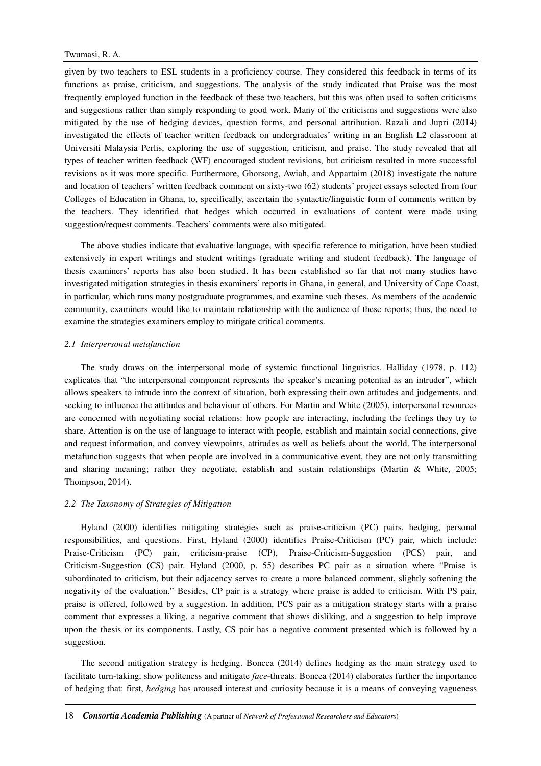given by two teachers to ESL students in a proficiency course. They considered this feedback in terms of its functions as praise, criticism, and suggestions. The analysis of the study indicated that Praise was the most frequently employed function in the feedback of these two teachers, but this was often used to soften criticisms and suggestions rather than simply responding to good work. Many of the criticisms and suggestions were also mitigated by the use of hedging devices, question forms, and personal attribution. Razali and Jupri (2014) investigated the effects of teacher written feedback on undergraduates' writing in an English L2 classroom at Universiti Malaysia Perlis, exploring the use of suggestion, criticism, and praise. The study revealed that all types of teacher written feedback (WF) encouraged student revisions, but criticism resulted in more successful revisions as it was more specific. Furthermore, Gborsong, Awiah, and Appartaim (2018) investigate the nature and location of teachers' written feedback comment on sixty-two (62) students' project essays selected from four Colleges of Education in Ghana, to, specifically, ascertain the syntactic/linguistic form of comments written by the teachers. They identified that hedges which occurred in evaluations of content were made using suggestion/request comments. Teachers' comments were also mitigated.

The above studies indicate that evaluative language, with specific reference to mitigation, have been studied extensively in expert writings and student writings (graduate writing and student feedback). The language of thesis examiners' reports has also been studied. It has been established so far that not many studies have investigated mitigation strategies in thesis examiners' reports in Ghana, in general, and University of Cape Coast, in particular, which runs many postgraduate programmes, and examine such theses. As members of the academic community, examiners would like to maintain relationship with the audience of these reports; thus, the need to examine the strategies examiners employ to mitigate critical comments.

### *2.1 Interpersonal metafunction*

The study draws on the interpersonal mode of systemic functional linguistics. Halliday (1978, p. 112) explicates that "the interpersonal component represents the speaker's meaning potential as an intruder", which allows speakers to intrude into the context of situation, both expressing their own attitudes and judgements, and seeking to influence the attitudes and behaviour of others. For Martin and White (2005), interpersonal resources are concerned with negotiating social relations: how people are interacting, including the feelings they try to share. Attention is on the use of language to interact with people, establish and maintain social connections, give and request information, and convey viewpoints, attitudes as well as beliefs about the world. The interpersonal metafunction suggests that when people are involved in a communicative event, they are not only transmitting and sharing meaning; rather they negotiate, establish and sustain relationships (Martin & White, 2005; Thompson, 2014).

### *2.2 The Taxonomy of Strategies of Mitigation*

Hyland (2000) identifies mitigating strategies such as praise-criticism (PC) pairs, hedging, personal responsibilities, and questions. First, Hyland (2000) identifies Praise-Criticism (PC) pair, which include: Praise-Criticism (PC) pair, criticism-praise (CP), Praise-Criticism-Suggestion (PCS) pair, and Criticism-Suggestion (CS) pair. Hyland (2000, p. 55) describes PC pair as a situation where "Praise is subordinated to criticism, but their adjacency serves to create a more balanced comment, slightly softening the negativity of the evaluation." Besides, CP pair is a strategy where praise is added to criticism. With PS pair, praise is offered, followed by a suggestion. In addition, PCS pair as a mitigation strategy starts with a praise comment that expresses a liking, a negative comment that shows disliking, and a suggestion to help improve upon the thesis or its components. Lastly, CS pair has a negative comment presented which is followed by a suggestion.

The second mitigation strategy is hedging. Boncea (2014) defines hedging as the main strategy used to facilitate turn-taking, show politeness and mitigate *face*-threats. Boncea (2014) elaborates further the importance of hedging that: first, *hedging* has aroused interest and curiosity because it is a means of conveying vagueness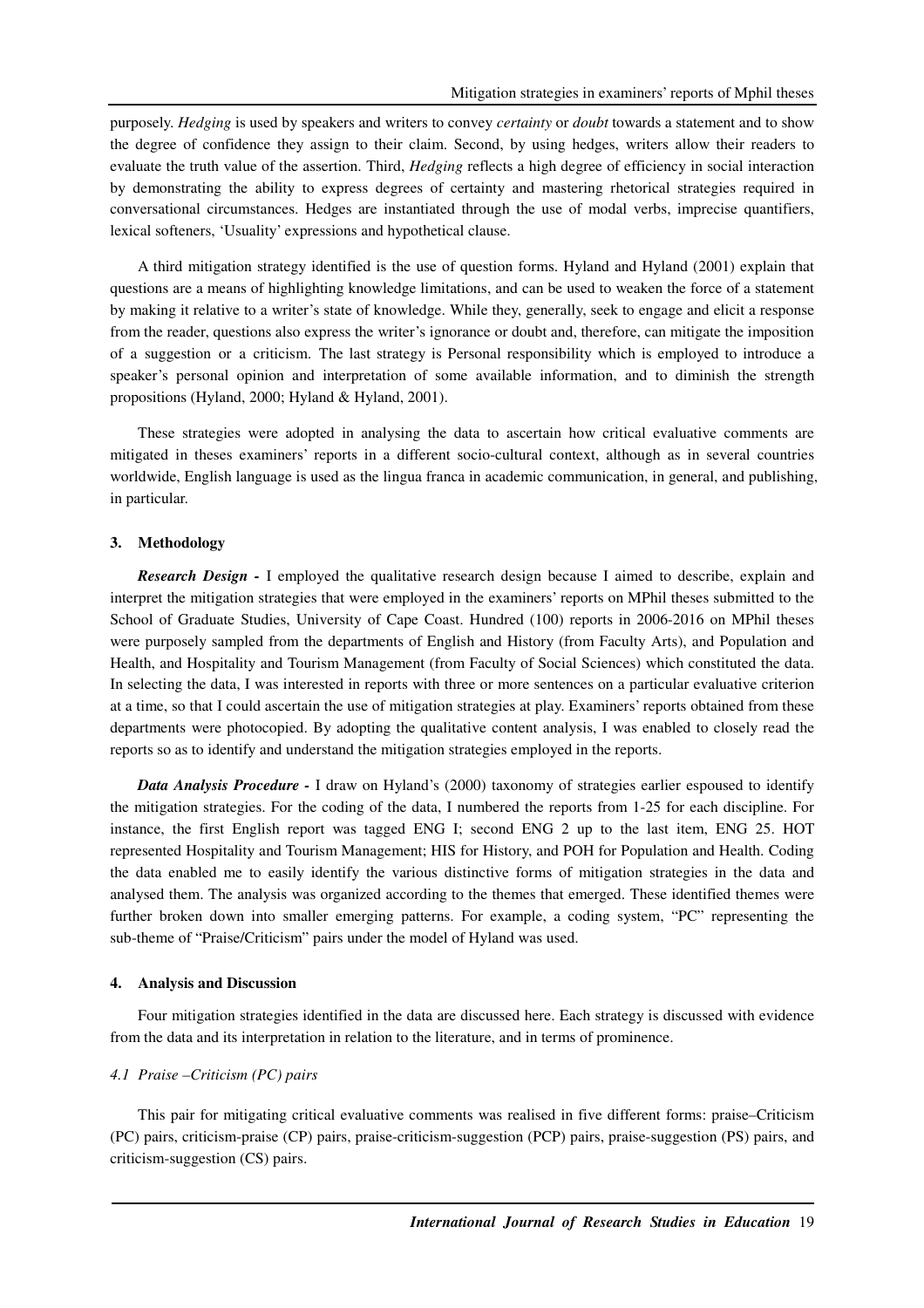purposely. *Hedging* is used by speakers and writers to convey *certainty* or *doubt* towards a statement and to show the degree of confidence they assign to their claim. Second, by using hedges, writers allow their readers to evaluate the truth value of the assertion. Third, *Hedging* reflects a high degree of efficiency in social interaction by demonstrating the ability to express degrees of certainty and mastering rhetorical strategies required in conversational circumstances. Hedges are instantiated through the use of modal verbs, imprecise quantifiers, lexical softeners, 'Usuality' expressions and hypothetical clause.

A third mitigation strategy identified is the use of question forms. Hyland and Hyland (2001) explain that questions are a means of highlighting knowledge limitations, and can be used to weaken the force of a statement by making it relative to a writer's state of knowledge. While they, generally, seek to engage and elicit a response from the reader, questions also express the writer's ignorance or doubt and, therefore, can mitigate the imposition of a suggestion or a criticism. The last strategy is Personal responsibility which is employed to introduce a speaker's personal opinion and interpretation of some available information, and to diminish the strength propositions (Hyland, 2000; Hyland & Hyland, 2001).

These strategies were adopted in analysing the data to ascertain how critical evaluative comments are mitigated in theses examiners' reports in a different socio-cultural context, although as in several countries worldwide, English language is used as the lingua franca in academic communication, in general, and publishing, in particular.

## 3. Methodology

***Research Design*** **-** I employed the qualitative research design because I aimed to describe, explain and interpret the mitigation strategies that were employed in the examiners' reports on MPhil theses submitted to the School of Graduate Studies, University of Cape Coast. Hundred (100) reports in 2006-2016 on MPhil theses were purposely sampled from the departments of English and History (from Faculty Arts), and Population and Health, and Hospitality and Tourism Management (from Faculty of Social Sciences) which constituted the data. In selecting the data, I was interested in reports with three or more sentences on a particular evaluative criterion at a time, so that I could ascertain the use of mitigation strategies at play. Examiners' reports obtained from these departments were photocopied. By adopting the qualitative content analysis, I was enabled to closely read the reports so as to identify and understand the mitigation strategies employed in the reports.

***Data Analysis Procedure*** **-** I draw on Hyland's (2000) taxonomy of strategies earlier espoused to identify the mitigation strategies. For the coding of the data, I numbered the reports from 1-25 for each discipline. For instance, the first English report was tagged ENG I; second ENG 2 up to the last item, ENG 25. HOT represented Hospitality and Tourism Management; HIS for History, and POH for Population and Health. Coding the data enabled me to easily identify the various distinctive forms of mitigation strategies in the data and analysed them. The analysis was organized according to the themes that emerged. These identified themes were further broken down into smaller emerging patterns. For example, a coding system, "PC" representing the sub-theme of "Praise/Criticism" pairs under the model of Hyland was used.

## 4. Analysis and Discussion

Four mitigation strategies identified in the data are discussed here. Each strategy is discussed with evidence from the data and its interpretation in relation to the literature, and in terms of prominence.

### *4.1 Praise –Criticism (PC) pairs*

This pair for mitigating critical evaluative comments was realised in five different forms: praise–Criticism (PC) pairs, criticism-praise (CP) pairs, praise-criticism-suggestion (PCP) pairs, praise-suggestion (PS) pairs, and criticism-suggestion (CS) pairs.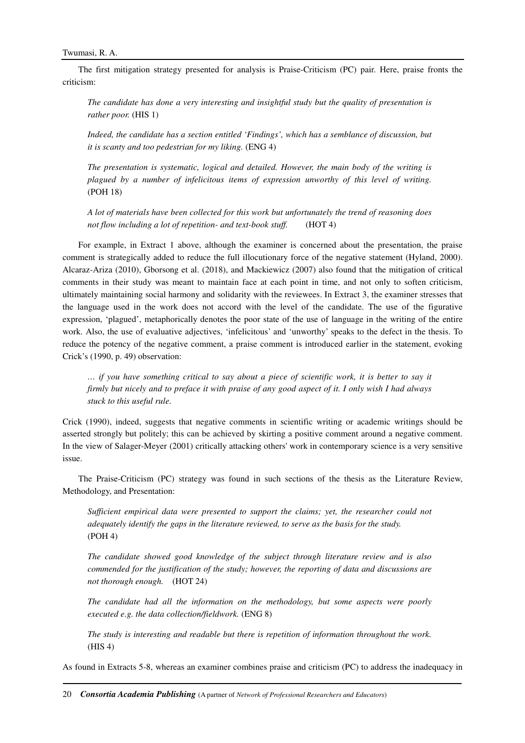The first mitigation strategy presented for analysis is Praise-Criticism (PC) pair. Here, praise fronts the criticism:

> *The candidate has done a very interesting and insightful study but the quality of presentation is rather poor.* (HIS 1)

> *Indeed, the candidate has a section entitled 'Findings', which has a semblance of discussion, but it is scanty and too pedestrian for my liking.* (ENG 4)

> *The presentation is systematic, logical and detailed. However, the main body of the writing is plagued by a number of infelicitous items of expression unworthy of this level of writing.* (POH 18)

> *A lot of materials have been collected for this work but unfortunately the trend of reasoning does not flow including a lot of repetition- and text-book stuff.* (HOT 4)

For example, in Extract 1 above, although the examiner is concerned about the presentation, the praise comment is strategically added to reduce the full illocutionary force of the negative statement (Hyland, 2000). Alcaraz-Ariza (2010), Gborsong et al. (2018), and Mackiewicz (2007) also found that the mitigation of critical comments in their study was meant to maintain face at each point in time, and not only to soften criticism, ultimately maintaining social harmony and solidarity with the reviewees. In Extract 3, the examiner stresses that the language used in the work does not accord with the level of the candidate. The use of the figurative expression, 'plagued', metaphorically denotes the poor state of the use of language in the writing of the entire work. Also, the use of evaluative adjectives, 'infelicitous' and 'unworthy' speaks to the defect in the thesis. To reduce the potency of the negative comment, a praise comment is introduced earlier in the statement, evoking Crick's (1990, p. 49) observation:

> *… if you have something critical to say about a piece of scientific work, it is better to say it firmly but nicely and to preface it with praise of any good aspect of it. I only wish I had always stuck to this useful rule.*

Crick (1990), indeed, suggests that negative comments in scientific writing or academic writings should be asserted strongly but politely; this can be achieved by skirting a positive comment around a negative comment. In the view of Salager-Meyer (2001) critically attacking others' work in contemporary science is a very sensitive issue.

The Praise-Criticism (PC) strategy was found in such sections of the thesis as the Literature Review, Methodology, and Presentation:

> *Sufficient empirical data were presented to support the claims; yet, the researcher could not adequately identify the gaps in the literature reviewed, to serve as the basis for the study.* (POH 4)

> *The candidate showed good knowledge of the subject through literature review and is also commended for the justification of the study; however, the reporting of data and discussions are not thorough enough.* (HOT 24)

> *The candidate had all the information on the methodology, but some aspects were poorly executed e.g. the data collection/fieldwork.* (ENG 8)

> *The study is interesting and readable but there is repetition of information throughout the work.* (HIS 4)

As found in Extracts 5-8, whereas an examiner combines praise and criticism (PC) to address the inadequacy in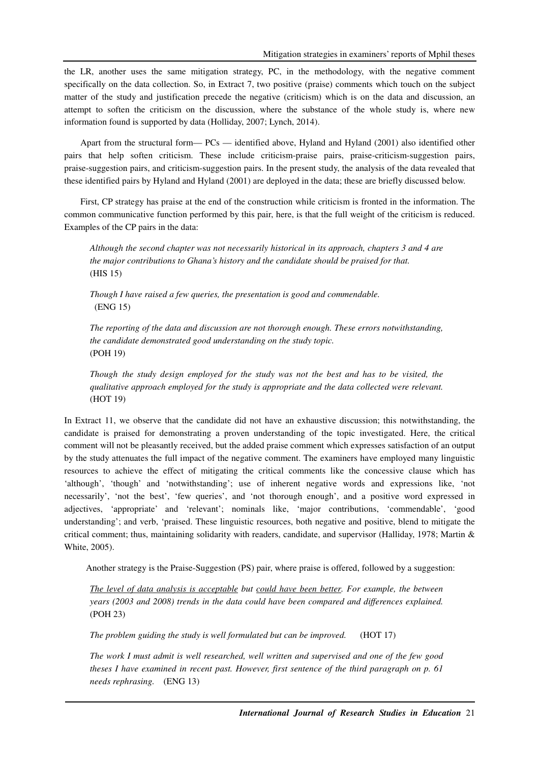the LR, another uses the same mitigation strategy, PC, in the methodology, with the negative comment specifically on the data collection. So, in Extract 7, two positive (praise) comments which touch on the subject matter of the study and justification precede the negative (criticism) which is on the data and discussion, an attempt to soften the criticism on the discussion, where the substance of the whole study is, where new information found is supported by data (Holliday, 2007; Lynch, 2014).

Apart from the structural form— PCs — identified above, Hyland and Hyland (2001) also identified other pairs that help soften criticism. These include criticism-praise pairs, praise-criticism-suggestion pairs, praise-suggestion pairs, and criticism-suggestion pairs. In the present study, the analysis of the data revealed that these identified pairs by Hyland and Hyland (2001) are deployed in the data; these are briefly discussed below.

First, CP strategy has praise at the end of the construction while criticism is fronted in the information. The common communicative function performed by this pair, here, is that the full weight of the criticism is reduced. Examples of the CP pairs in the data:

> *Although the second chapter was not necessarily historical in its approach, chapters 3 and 4 are the major contributions to Ghana's history and the candidate should be praised for that.*
> (HIS 15)
>
> *Though I have raised a few queries, the presentation is good and commendable.*
> (ENG 15)
>
> *The reporting of the data and discussion are not thorough enough. These errors notwithstanding, the candidate demonstrated good understanding on the study topic.*
> (POH 19)
>
> *Though the study design employed for the study was not the best and has to be visited, the qualitative approach employed for the study is appropriate and the data collected were relevant.*
> (HOT 19)

In Extract 11, we observe that the candidate did not have an exhaustive discussion; this notwithstanding, the candidate is praised for demonstrating a proven understanding of the topic investigated. Here, the critical comment will not be pleasantly received, but the added praise comment which expresses satisfaction of an output by the study attenuates the full impact of the negative comment. The examiners have employed many linguistic resources to achieve the effect of mitigating the critical comments like the concessive clause which has 'although', 'though' and 'notwithstanding'; use of inherent negative words and expressions like, 'not necessarily', 'not the best', 'few queries', and 'not thorough enough', and a positive word expressed in adjectives, 'appropriate' and 'relevant'; nominals like, 'major contributions, 'commendable', 'good understanding'; and verb, 'praised. These linguistic resources, both negative and positive, blend to mitigate the critical comment; thus, maintaining solidarity with readers, candidate, and supervisor (Halliday, 1978; Martin & White, 2005).

Another strategy is the Praise-Suggestion (PS) pair, where praise is offered, followed by a suggestion:

> *<u>The level of data analysis is acceptable</u> but <u>could have been better</u>. For example, the between years (2003 and 2008) trends in the data could have been compared and differences explained.*
> (POH 23)
>
> *The problem guiding the study is well formulated but can be improved.* (HOT 17)
>
> *The work I must admit is well researched, well written and supervised and one of the few good theses I have examined in recent past. However, first sentence of the third paragraph on p. 61 needs rephrasing.* (ENG 13)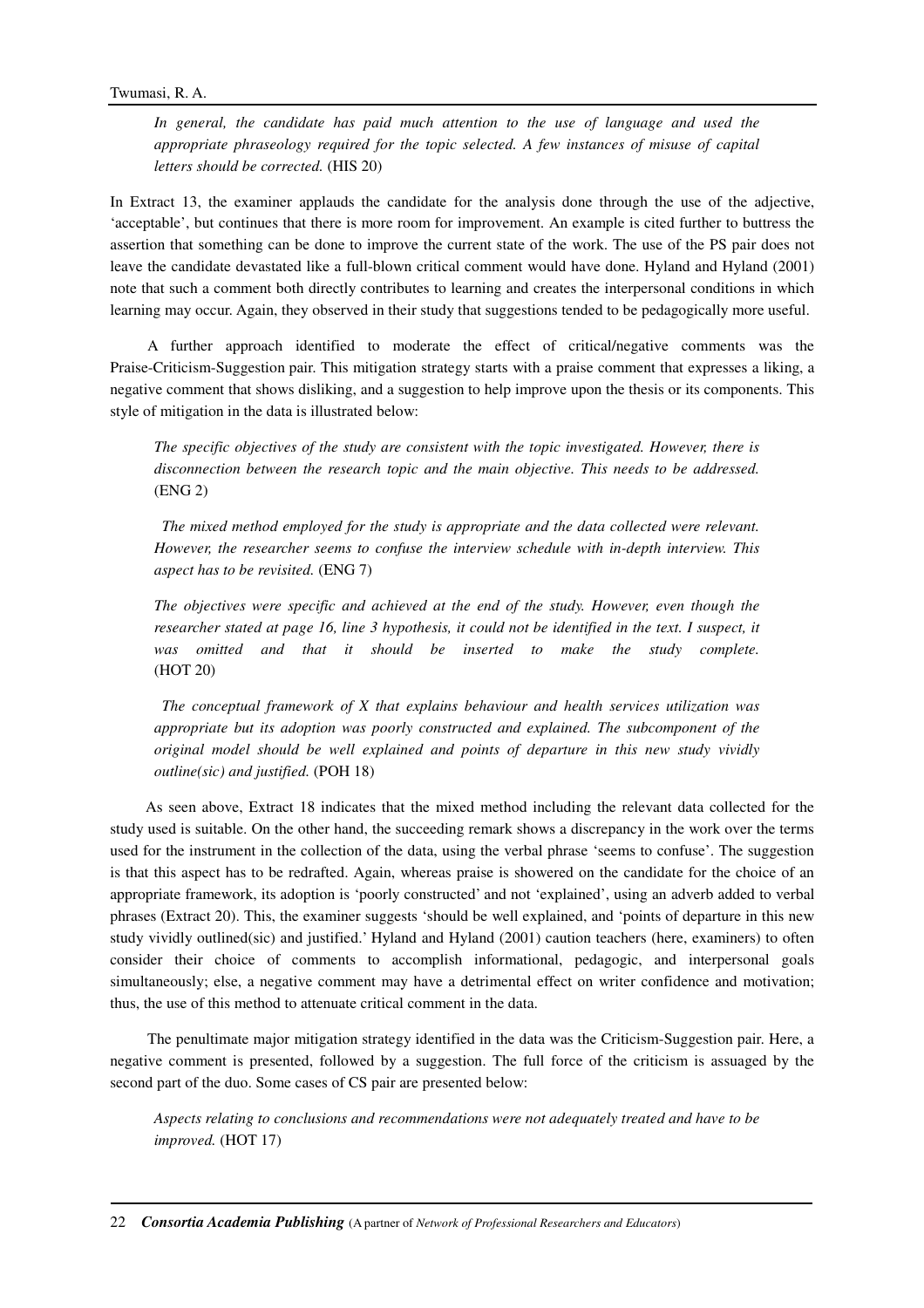> *In general, the candidate has paid much attention to the use of language and used the appropriate phraseology required for the topic selected. A few instances of misuse of capital letters should be corrected.* (HIS 20)

In Extract 13, the examiner applauds the candidate for the analysis done through the use of the adjective, 'acceptable', but continues that there is more room for improvement. An example is cited further to buttress the assertion that something can be done to improve the current state of the work. The use of the PS pair does not leave the candidate devastated like a full-blown critical comment would have done. Hyland and Hyland (2001) note that such a comment both directly contributes to learning and creates the interpersonal conditions in which learning may occur. Again, they observed in their study that suggestions tended to be pedagogically more useful.

A further approach identified to moderate the effect of critical/negative comments was the Praise-Criticism-Suggestion pair. This mitigation strategy starts with a praise comment that expresses a liking, a negative comment that shows disliking, and a suggestion to help improve upon the thesis or its components. This style of mitigation in the data is illustrated below:

> *The specific objectives of the study are consistent with the topic investigated. However, there is disconnection between the research topic and the main objective. This needs to be addressed.* (ENG 2)

> *The mixed method employed for the study is appropriate and the data collected were relevant. However, the researcher seems to confuse the interview schedule with in-depth interview. This aspect has to be revisited.* (ENG 7)

> *The objectives were specific and achieved at the end of the study. However, even though the researcher stated at page 16, line 3 hypothesis, it could not be identified in the text. I suspect, it was omitted and that it should be inserted to make the study complete.* (HOT 20)

> *The conceptual framework of X that explains behaviour and health services utilization was appropriate but its adoption was poorly constructed and explained. The subcomponent of the original model should be well explained and points of departure in this new study vividly outline(sic) and justified.* (POH 18)

As seen above, Extract 18 indicates that the mixed method including the relevant data collected for the study used is suitable. On the other hand, the succeeding remark shows a discrepancy in the work over the terms used for the instrument in the collection of the data, using the verbal phrase 'seems to confuse'. The suggestion is that this aspect has to be redrafted. Again, whereas praise is showered on the candidate for the choice of an appropriate framework, its adoption is 'poorly constructed' and not 'explained', using an adverb added to verbal phrases (Extract 20). This, the examiner suggests 'should be well explained, and 'points of departure in this new study vividly outlined(sic) and justified.' Hyland and Hyland (2001) caution teachers (here, examiners) to often consider their choice of comments to accomplish informational, pedagogic, and interpersonal goals simultaneously; else, a negative comment may have a detrimental effect on writer confidence and motivation; thus, the use of this method to attenuate critical comment in the data.

The penultimate major mitigation strategy identified in the data was the Criticism-Suggestion pair. Here, a negative comment is presented, followed by a suggestion. The full force of the criticism is assuaged by the second part of the duo. Some cases of CS pair are presented below:

> *Aspects relating to conclusions and recommendations were not adequately treated and have to be improved.* (HOT 17)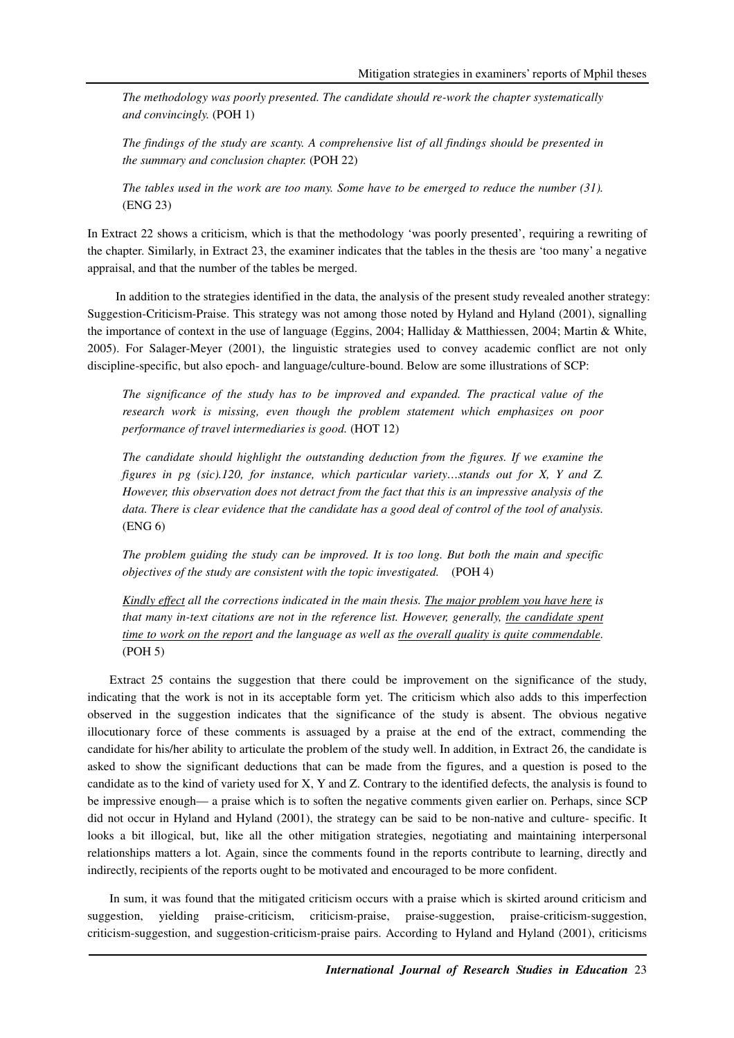*The methodology was poorly presented. The candidate should re-work the chapter systematically and convincingly.* (POH 1)

*The findings of the study are scanty. A comprehensive list of all findings should be presented in the summary and conclusion chapter.* (POH 22)

*The tables used in the work are too many. Some have to be emerged to reduce the number (31).* (ENG 23)

In Extract 22 shows a criticism, which is that the methodology 'was poorly presented', requiring a rewriting of the chapter. Similarly, in Extract 23, the examiner indicates that the tables in the thesis are 'too many' a negative appraisal, and that the number of the tables be merged.

In addition to the strategies identified in the data, the analysis of the present study revealed another strategy: Suggestion-Criticism-Praise. This strategy was not among those noted by Hyland and Hyland (2001), signalling the importance of context in the use of language (Eggins, 2004; Halliday & Matthiessen, 2004; Martin & White, 2005). For Salager-Meyer (2001), the linguistic strategies used to convey academic conflict are not only discipline-specific, but also epoch- and language/culture-bound. Below are some illustrations of SCP:

*The significance of the study has to be improved and expanded. The practical value of the research work is missing, even though the problem statement which emphasizes on poor performance of travel intermediaries is good.* (HOT 12)

*The candidate should highlight the outstanding deduction from the figures. If we examine the figures in pg (sic).120, for instance, which particular variety…stands out for X, Y and Z. However, this observation does not detract from the fact that this is an impressive analysis of the data. There is clear evidence that the candidate has a good deal of control of the tool of analysis.* (ENG 6)

*The problem guiding the study can be improved. It is too long. But both the main and specific objectives of the study are consistent with the topic investigated.* (POH 4)

*<u>Kindly effect</u> all the corrections indicated in the main thesis. <u>The major problem you have here</u> is that many in-text citations are not in the reference list. However, generally, <u>the candidate spent time to work on the report</u> and the language as well as <u>the overall quality is quite commendable</u>.* (POH 5)

Extract 25 contains the suggestion that there could be improvement on the significance of the study, indicating that the work is not in its acceptable form yet. The criticism which also adds to this imperfection observed in the suggestion indicates that the significance of the study is absent. The obvious negative illocutionary force of these comments is assuaged by a praise at the end of the extract, commending the candidate for his/her ability to articulate the problem of the study well. In addition, in Extract 26, the candidate is asked to show the significant deductions that can be made from the figures, and a question is posed to the candidate as to the kind of variety used for X, Y and Z. Contrary to the identified defects, the analysis is found to be impressive enough— a praise which is to soften the negative comments given earlier on. Perhaps, since SCP did not occur in Hyland and Hyland (2001), the strategy can be said to be non-native and culture- specific. It looks a bit illogical, but, like all the other mitigation strategies, negotiating and maintaining interpersonal relationships matters a lot. Again, since the comments found in the reports contribute to learning, directly and indirectly, recipients of the reports ought to be motivated and encouraged to be more confident.

In sum, it was found that the mitigated criticism occurs with a praise which is skirted around criticism and suggestion, yielding praise-criticism, criticism-praise, praise-suggestion, praise-criticism-suggestion, criticism-suggestion, and suggestion-criticism-praise pairs. According to Hyland and Hyland (2001), criticisms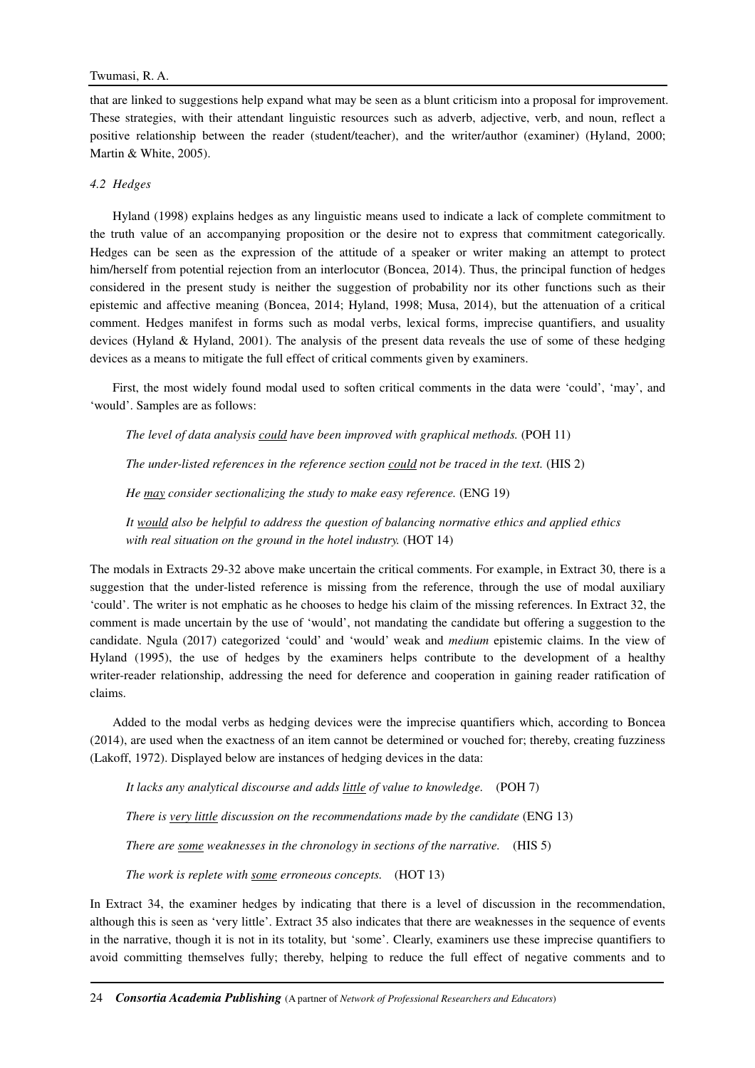that are linked to suggestions help expand what may be seen as a blunt criticism into a proposal for improvement. These strategies, with their attendant linguistic resources such as adverb, adjective, verb, and noun, reflect a positive relationship between the reader (student/teacher), and the writer/author (examiner) (Hyland, 2000; Martin & White, 2005).

### *4.2 Hedges*

Hyland (1998) explains hedges as any linguistic means used to indicate a lack of complete commitment to the truth value of an accompanying proposition or the desire not to express that commitment categorically. Hedges can be seen as the expression of the attitude of a speaker or writer making an attempt to protect him/herself from potential rejection from an interlocutor (Boncea, 2014). Thus, the principal function of hedges considered in the present study is neither the suggestion of probability nor its other functions such as their epistemic and affective meaning (Boncea, 2014; Hyland, 1998; Musa, 2014), but the attenuation of a critical comment. Hedges manifest in forms such as modal verbs, lexical forms, imprecise quantifiers, and usuality devices (Hyland & Hyland, 2001). The analysis of the present data reveals the use of some of these hedging devices as a means to mitigate the full effect of critical comments given by examiners.

First, the most widely found modal used to soften critical comments in the data were 'could', 'may', and 'would'. Samples are as follows:

> *The level of data analysis <u>could</u> have been improved with graphical methods.* (POH 11)
>
> *The under-listed references in the reference section <u>could</u> not be traced in the text.* (HIS 2)
>
> *He <u>may</u> consider sectionalizing the study to make easy reference.* (ENG 19)
>
> *It <u>would</u> also be helpful to address the question of balancing normative ethics and applied ethics with real situation on the ground in the hotel industry.* (HOT 14)

The modals in Extracts 29-32 above make uncertain the critical comments. For example, in Extract 30, there is a suggestion that the under-listed reference is missing from the reference, through the use of modal auxiliary 'could'. The writer is not emphatic as he chooses to hedge his claim of the missing references. In Extract 32, the comment is made uncertain by the use of 'would', not mandating the candidate but offering a suggestion to the candidate. Ngula (2017) categorized 'could' and 'would' weak and *medium* epistemic claims. In the view of Hyland (1995), the use of hedges by the examiners helps contribute to the development of a healthy writer-reader relationship, addressing the need for deference and cooperation in gaining reader ratification of claims.

Added to the modal verbs as hedging devices were the imprecise quantifiers which, according to Boncea (2014), are used when the exactness of an item cannot be determined or vouched for; thereby, creating fuzziness (Lakoff, 1972). Displayed below are instances of hedging devices in the data:

> *It lacks any analytical discourse and adds <u>little</u> of value to knowledge.* (POH 7)
>
> *There is <u>very little</u> discussion on the recommendations made by the candidate* (ENG 13)
>
> *There are <u>some</u> weaknesses in the chronology in sections of the narrative.* (HIS 5)
>
> *The work is replete with <u>some</u> erroneous concepts.* (HOT 13)

In Extract 34, the examiner hedges by indicating that there is a level of discussion in the recommendation, although this is seen as 'very little'. Extract 35 also indicates that there are weaknesses in the sequence of events in the narrative, though it is not in its totality, but 'some'. Clearly, examiners use these imprecise quantifiers to avoid committing themselves fully; thereby, helping to reduce the full effect of negative comments and to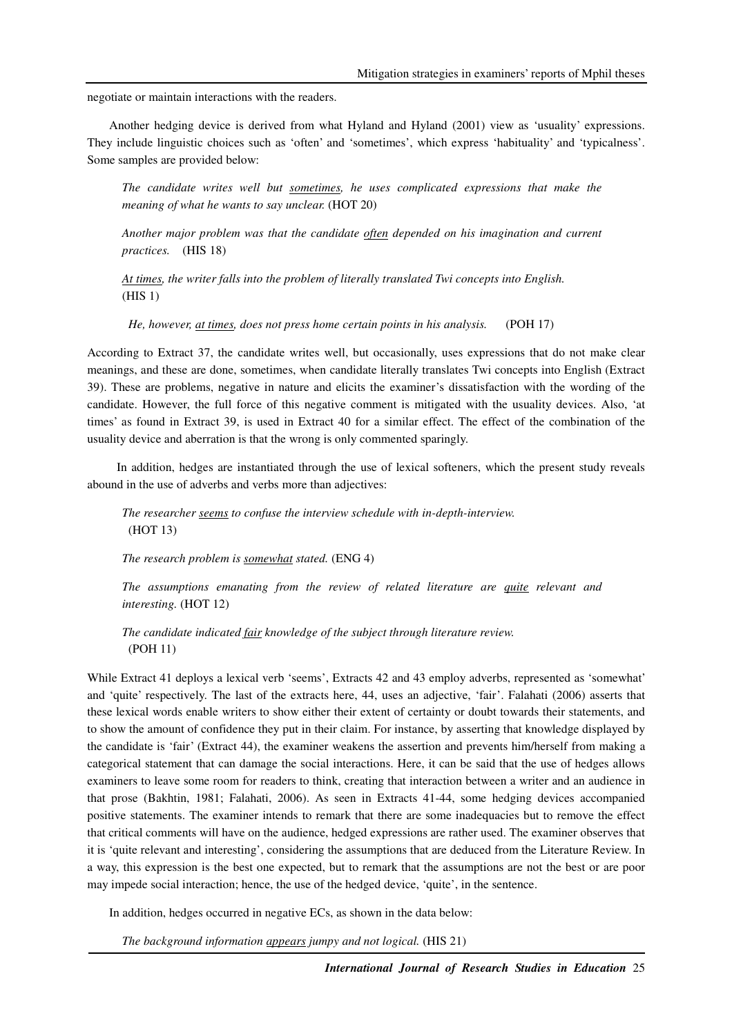negotiate or maintain interactions with the readers.

Another hedging device is derived from what Hyland and Hyland (2001) view as 'usuality' expressions. They include linguistic choices such as 'often' and 'sometimes', which express 'habituality' and 'typicalness'. Some samples are provided below:

> *The candidate writes well but <u>sometimes</u>, he uses complicated expressions that make the meaning of what he wants to say unclear.* (HOT 20)
>
> *Another major problem was that the candidate <u>often</u> depended on his imagination and current practices.* (HIS 18)
>
> *<u>At times</u>, the writer falls into the problem of literally translated Twi concepts into English.* (HIS 1)
>
> *He, however, <u>at times</u>, does not press home certain points in his analysis.* (POH 17)

According to Extract 37, the candidate writes well, but occasionally, uses expressions that do not make clear meanings, and these are done, sometimes, when candidate literally translates Twi concepts into English (Extract 39). These are problems, negative in nature and elicits the examiner's dissatisfaction with the wording of the candidate. However, the full force of this negative comment is mitigated with the usuality devices. Also, 'at times' as found in Extract 39, is used in Extract 40 for a similar effect. The effect of the combination of the usuality device and aberration is that the wrong is only commented sparingly.

In addition, hedges are instantiated through the use of lexical softeners, which the present study reveals abound in the use of adverbs and verbs more than adjectives:

> *The researcher <u>seems</u> to confuse the interview schedule with in-depth-interview.* (HOT 13)
>
> *The research problem is <u>somewhat</u> stated.* (ENG 4)
>
> *The assumptions emanating from the review of related literature are <u>quite</u> relevant and interesting.* (HOT 12)
>
> *The candidate indicated <u>fair</u> knowledge of the subject through literature review.* (POH 11)

While Extract 41 deploys a lexical verb 'seems', Extracts 42 and 43 employ adverbs, represented as 'somewhat' and 'quite' respectively. The last of the extracts here, 44, uses an adjective, 'fair'. Falahati (2006) asserts that these lexical words enable writers to show either their extent of certainty or doubt towards their statements, and to show the amount of confidence they put in their claim. For instance, by asserting that knowledge displayed by the candidate is 'fair' (Extract 44), the examiner weakens the assertion and prevents him/herself from making a categorical statement that can damage the social interactions. Here, it can be said that the use of hedges allows examiners to leave some room for readers to think, creating that interaction between a writer and an audience in that prose (Bakhtin, 1981; Falahati, 2006). As seen in Extracts 41-44, some hedging devices accompanied positive statements. The examiner intends to remark that there are some inadequacies but to remove the effect that critical comments will have on the audience, hedged expressions are rather used. The examiner observes that it is 'quite relevant and interesting', considering the assumptions that are deduced from the Literature Review. In a way, this expression is the best one expected, but to remark that the assumptions are not the best or are poor may impede social interaction; hence, the use of the hedged device, 'quite', in the sentence.

In addition, hedges occurred in negative ECs, as shown in the data below:

> *The background information <u>appears</u> jumpy and not logical.* (HIS 21)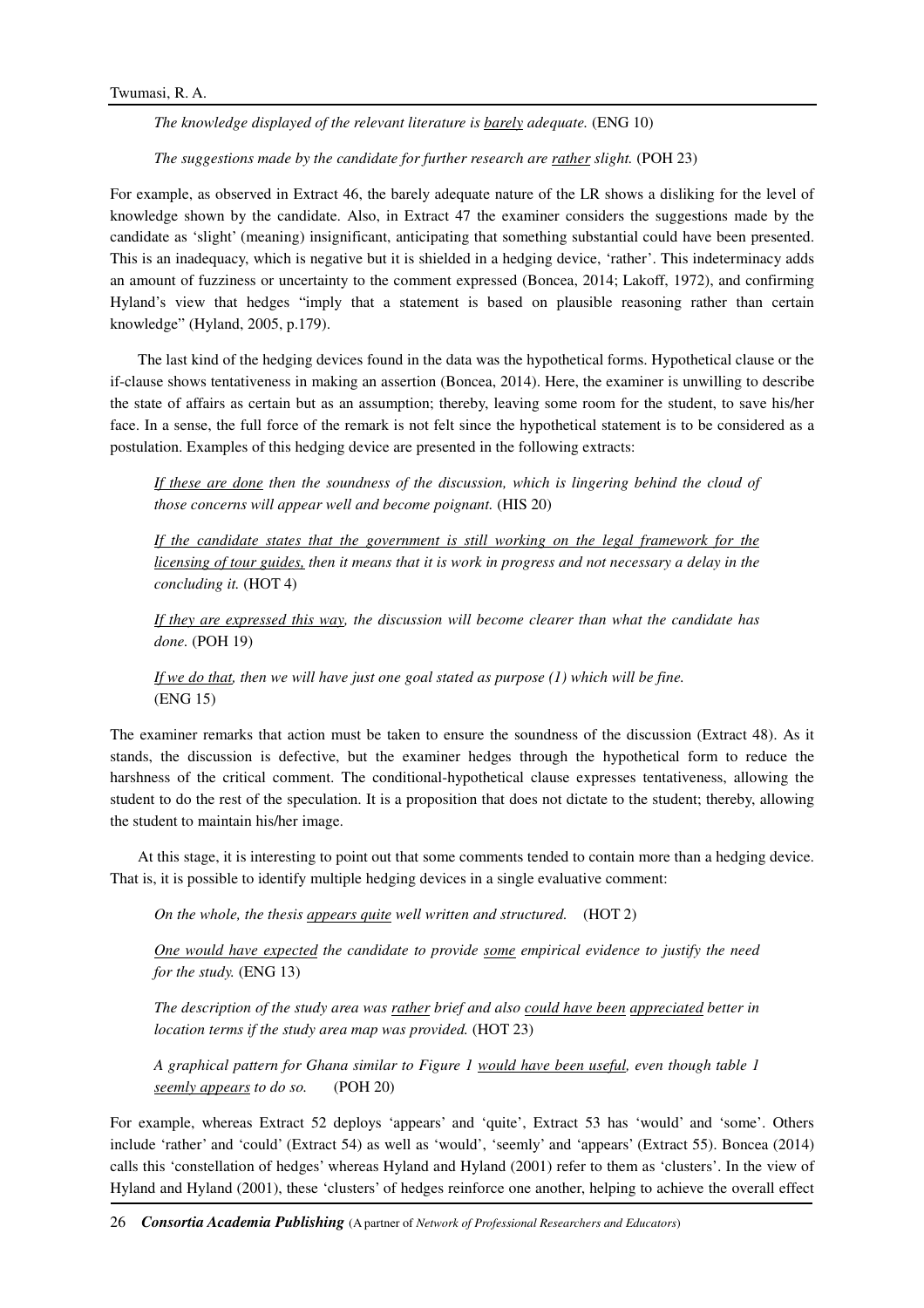*The knowledge displayed of the relevant literature is barely adequate.* (ENG 10)

*The suggestions made by the candidate for further research are rather slight.* (POH 23)

For example, as observed in Extract 46, the barely adequate nature of the LR shows a disliking for the level of knowledge shown by the candidate. Also, in Extract 47 the examiner considers the suggestions made by the candidate as 'slight' (meaning) insignificant, anticipating that something substantial could have been presented. This is an inadequacy, which is negative but it is shielded in a hedging device, 'rather'. This indeterminacy adds an amount of fuzziness or uncertainty to the comment expressed (Boncea, 2014; Lakoff, 1972), and confirming Hyland's view that hedges "imply that a statement is based on plausible reasoning rather than certain knowledge" (Hyland, 2005, p.179).

The last kind of the hedging devices found in the data was the hypothetical forms. Hypothetical clause or the if-clause shows tentativeness in making an assertion (Boncea, 2014). Here, the examiner is unwilling to describe the state of affairs as certain but as an assumption; thereby, leaving some room for the student, to save his/her face. In a sense, the full force of the remark is not felt since the hypothetical statement is to be considered as a postulation. Examples of this hedging device are presented in the following extracts:

*If these are done then the soundness of the discussion, which is lingering behind the cloud of those concerns will appear well and become poignant.* (HIS 20)

*If the candidate states that the government is still working on the legal framework for the licensing of tour guides, then it means that it is work in progress and not necessary a delay in the concluding it.* (HOT 4)

*If they are expressed this way, the discussion will become clearer than what the candidate has done.* (POH 19)

*If we do that, then we will have just one goal stated as purpose (1) which will be fine.* (ENG 15)

The examiner remarks that action must be taken to ensure the soundness of the discussion (Extract 48). As it stands, the discussion is defective, but the examiner hedges through the hypothetical form to reduce the harshness of the critical comment. The conditional-hypothetical clause expresses tentativeness, allowing the student to do the rest of the speculation. It is a proposition that does not dictate to the student; thereby, allowing the student to maintain his/her image.

At this stage, it is interesting to point out that some comments tended to contain more than a hedging device. That is, it is possible to identify multiple hedging devices in a single evaluative comment:

*On the whole, the thesis appears quite well written and structured.* (HOT 2)

*One would have expected the candidate to provide some empirical evidence to justify the need for the study.* (ENG 13)

*The description of the study area was rather brief and also could have been appreciated better in location terms if the study area map was provided.* (HOT 23)

*A graphical pattern for Ghana similar to Figure 1 would have been useful, even though table 1 seemly appears to do so.* (POH 20)

For example, whereas Extract 52 deploys 'appears' and 'quite', Extract 53 has 'would' and 'some'. Others include 'rather' and 'could' (Extract 54) as well as 'would', 'seemly' and 'appears' (Extract 55). Boncea (2014) calls this 'constellation of hedges' whereas Hyland and Hyland (2001) refer to them as 'clusters'. In the view of Hyland and Hyland (2001), these 'clusters' of hedges reinforce one another, helping to achieve the overall effect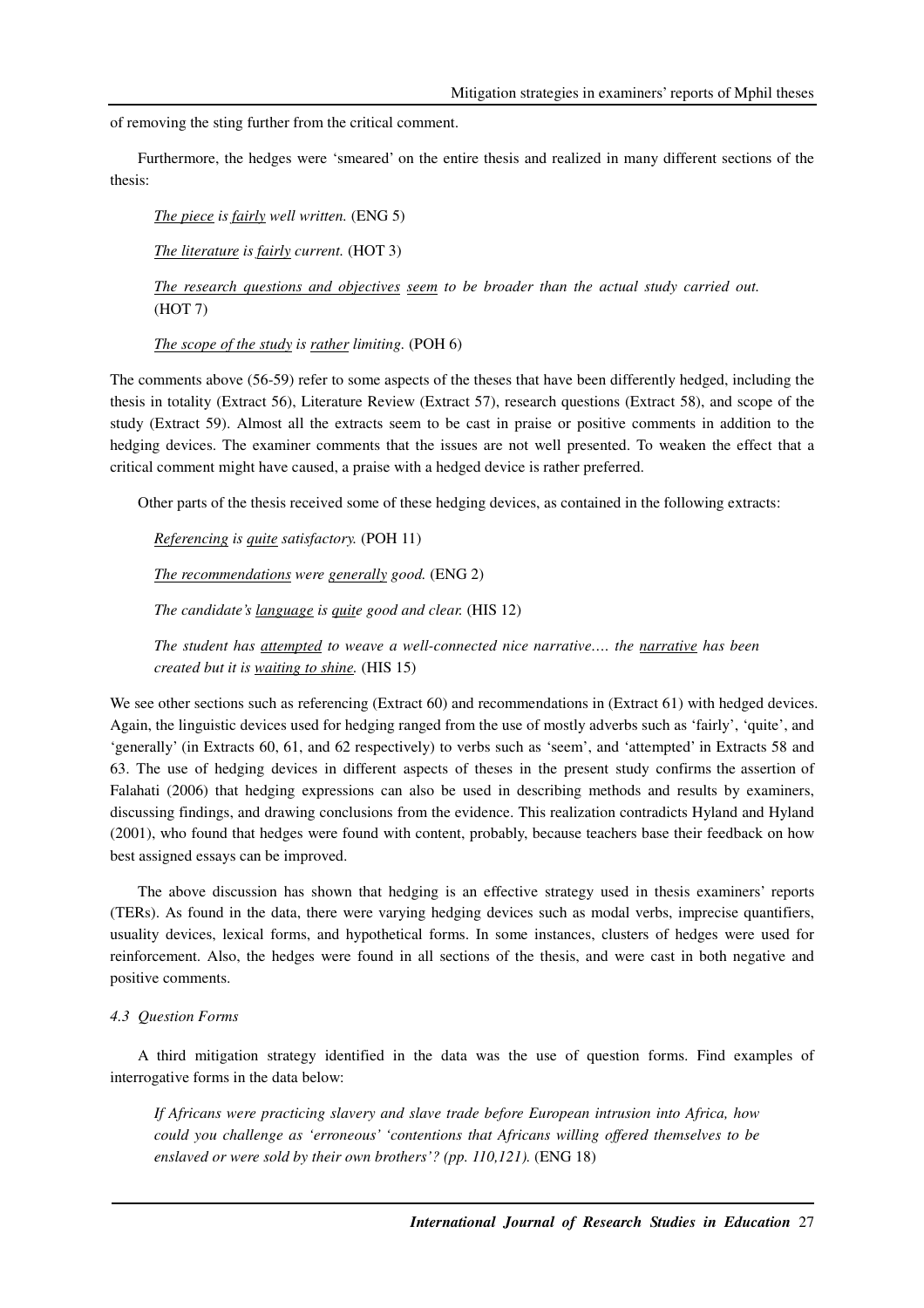of removing the sting further from the critical comment.

Furthermore, the hedges were 'smeared' on the entire thesis and realized in many different sections of the thesis:

> *<u>The piece</u> is <u>fairly</u> well written.* (ENG 5)
>
> *<u>The literature</u> is <u>fairly</u> current.* (HOT 3)
>
> *<u>The research questions and objectives</u> <u>seem</u> to be broader than the actual study carried out.* (HOT 7)
>
> *<u>The scope of the study</u> is <u>rather</u> limiting.* (POH 6)

The comments above (56-59) refer to some aspects of the theses that have been differently hedged, including the thesis in totality (Extract 56), Literature Review (Extract 57), research questions (Extract 58), and scope of the study (Extract 59). Almost all the extracts seem to be cast in praise or positive comments in addition to the hedging devices. The examiner comments that the issues are not well presented. To weaken the effect that a critical comment might have caused, a praise with a hedged device is rather preferred.

Other parts of the thesis received some of these hedging devices, as contained in the following extracts:

> *<u>Referencing</u> is <u>quite</u> satisfactory.* (POH 11)
>
> *<u>The recommendations</u> were <u>generally</u> good.* (ENG 2)
>
> *The candidate's <u>language</u> is <u>quit</u>e good and clear.* (HIS 12)
>
> *The student has <u>attempted</u> to weave a well-connected nice narrative…. the <u>narrative</u> has been created but it is <u>waiting to shine.</u>* (HIS 15)

We see other sections such as referencing (Extract 60) and recommendations in (Extract 61) with hedged devices. Again, the linguistic devices used for hedging ranged from the use of mostly adverbs such as 'fairly', 'quite', and 'generally' (in Extracts 60, 61, and 62 respectively) to verbs such as 'seem', and 'attempted' in Extracts 58 and 63. The use of hedging devices in different aspects of theses in the present study confirms the assertion of Falahati (2006) that hedging expressions can also be used in describing methods and results by examiners, discussing findings, and drawing conclusions from the evidence. This realization contradicts Hyland and Hyland (2001), who found that hedges were found with content, probably, because teachers base their feedback on how best assigned essays can be improved.

The above discussion has shown that hedging is an effective strategy used in thesis examiners' reports (TERs). As found in the data, there were varying hedging devices such as modal verbs, imprecise quantifiers, usuality devices, lexical forms, and hypothetical forms. In some instances, clusters of hedges were used for reinforcement. Also, the hedges were found in all sections of the thesis, and were cast in both negative and positive comments.

*4.3 Question Forms*

A third mitigation strategy identified in the data was the use of question forms. Find examples of interrogative forms in the data below:

> *If Africans were practicing slavery and slave trade before European intrusion into Africa, how could you challenge as 'erroneous' 'contentions that Africans willing offered themselves to be enslaved or were sold by their own brothers'? (pp. 110,121).* (ENG 18)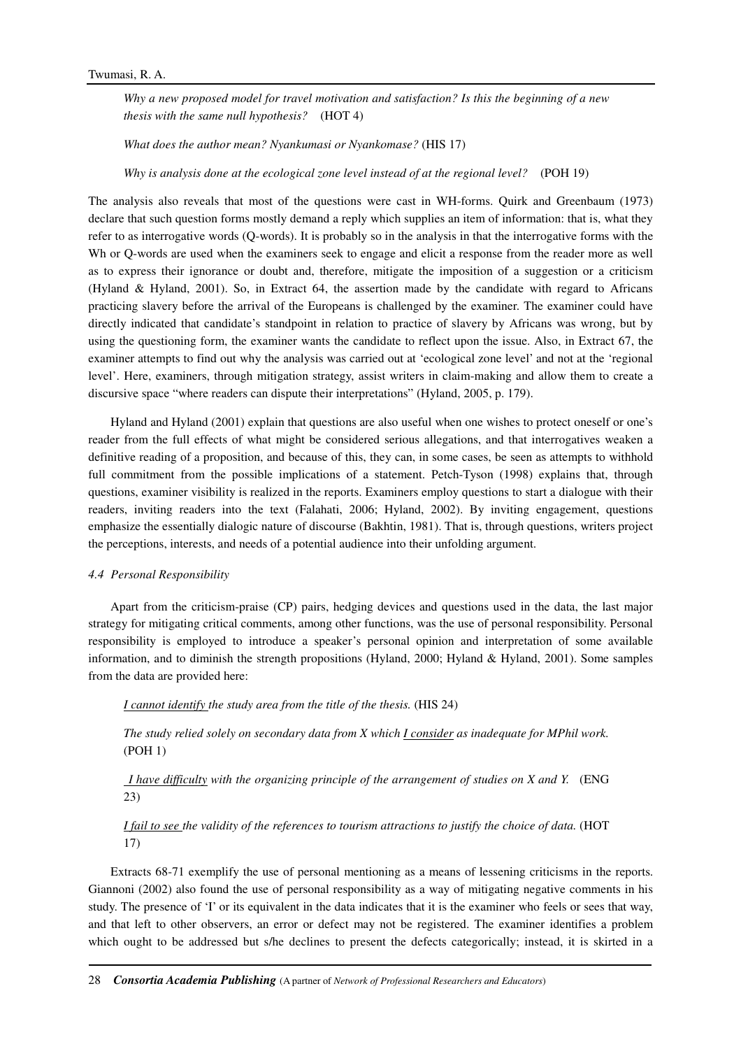*Why a new proposed model for travel motivation and satisfaction? Is this the beginning of a new thesis with the same null hypothesis?* (HOT 4)

*What does the author mean? Nyankumasi or Nyankomase?* (HIS 17)

*Why is analysis done at the ecological zone level instead of at the regional level?* (POH 19)

The analysis also reveals that most of the questions were cast in WH-forms. Quirk and Greenbaum (1973) declare that such question forms mostly demand a reply which supplies an item of information: that is, what they refer to as interrogative words (Q-words). It is probably so in the analysis in that the interrogative forms with the Wh or Q-words are used when the examiners seek to engage and elicit a response from the reader more as well as to express their ignorance or doubt and, therefore, mitigate the imposition of a suggestion or a criticism (Hyland & Hyland, 2001). So, in Extract 64, the assertion made by the candidate with regard to Africans practicing slavery before the arrival of the Europeans is challenged by the examiner. The examiner could have directly indicated that candidate's standpoint in relation to practice of slavery by Africans was wrong, but by using the questioning form, the examiner wants the candidate to reflect upon the issue. Also, in Extract 67, the examiner attempts to find out why the analysis was carried out at 'ecological zone level' and not at the 'regional level'. Here, examiners, through mitigation strategy, assist writers in claim-making and allow them to create a discursive space "where readers can dispute their interpretations" (Hyland, 2005, p. 179).

Hyland and Hyland (2001) explain that questions are also useful when one wishes to protect oneself or one's reader from the full effects of what might be considered serious allegations, and that interrogatives weaken a definitive reading of a proposition, and because of this, they can, in some cases, be seen as attempts to withhold full commitment from the possible implications of a statement. Petch-Tyson (1998) explains that, through questions, examiner visibility is realized in the reports. Examiners employ questions to start a dialogue with their readers, inviting readers into the text (Falahati, 2006; Hyland, 2002). By inviting engagement, questions emphasize the essentially dialogic nature of discourse (Bakhtin, 1981). That is, through questions, writers project the perceptions, interests, and needs of a potential audience into their unfolding argument.

#### *4.4 Personal Responsibility*

Apart from the criticism-praise (CP) pairs, hedging devices and questions used in the data, the last major strategy for mitigating critical comments, among other functions, was the use of personal responsibility. Personal responsibility is employed to introduce a speaker's personal opinion and interpretation of some available information, and to diminish the strength propositions (Hyland, 2000; Hyland & Hyland, 2001). Some samples from the data are provided here:

*<u>I cannot identify</u> the study area from the title of the thesis.* (HIS 24)

*The study relied solely on secondary data from X which <u>I consider</u> as inadequate for MPhil work.* (POH 1)

*<u>I have difficulty</u> with the organizing principle of the arrangement of studies on X and Y.* (ENG 23)

*<u>I fail to see</u> the validity of the references to tourism attractions to justify the choice of data.* (HOT 17)

Extracts 68-71 exemplify the use of personal mentioning as a means of lessening criticisms in the reports. Giannoni (2002) also found the use of personal responsibility as a way of mitigating negative comments in his study. The presence of 'I' or its equivalent in the data indicates that it is the examiner who feels or sees that way, and that left to other observers, an error or defect may not be registered. The examiner identifies a problem which ought to be addressed but s/he declines to present the defects categorically; instead, it is skirted in a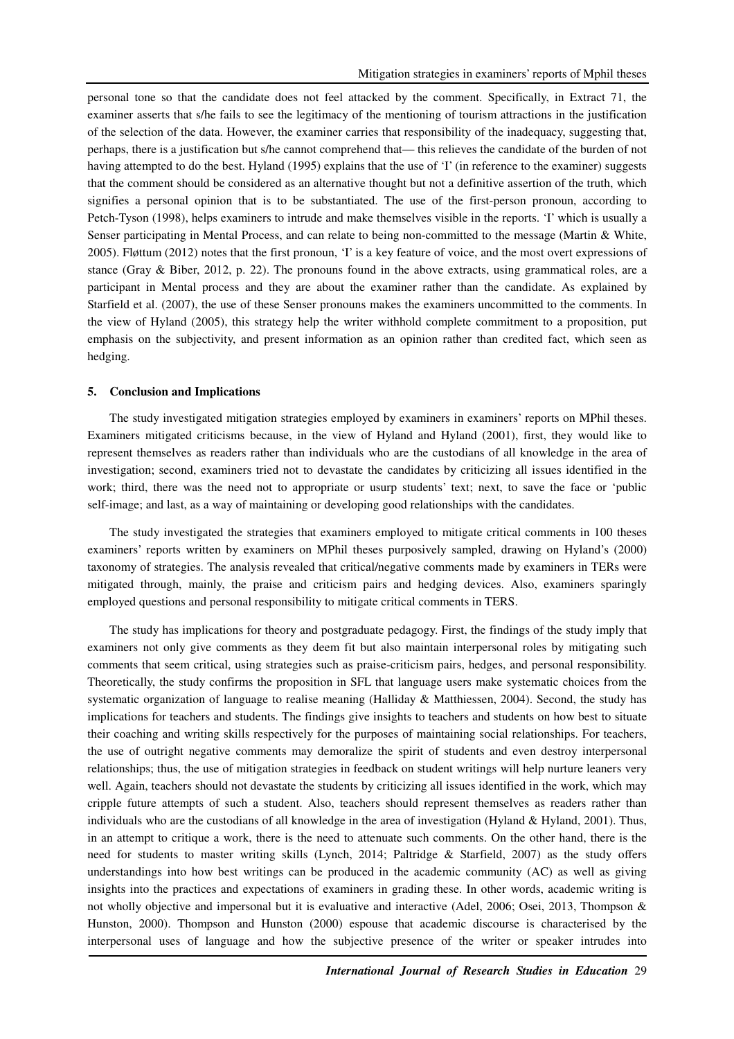personal tone so that the candidate does not feel attacked by the comment. Specifically, in Extract 71, the examiner asserts that s/he fails to see the legitimacy of the mentioning of tourism attractions in the justification of the selection of the data. However, the examiner carries that responsibility of the inadequacy, suggesting that, perhaps, there is a justification but s/he cannot comprehend that— this relieves the candidate of the burden of not having attempted to do the best. Hyland (1995) explains that the use of 'I' (in reference to the examiner) suggests that the comment should be considered as an alternative thought but not a definitive assertion of the truth, which signifies a personal opinion that is to be substantiated. The use of the first-person pronoun, according to Petch-Tyson (1998), helps examiners to intrude and make themselves visible in the reports. 'I' which is usually a Senser participating in Mental Process, and can relate to being non-committed to the message (Martin & White, 2005). Fløttum (2012) notes that the first pronoun, 'I' is a key feature of voice, and the most overt expressions of stance (Gray & Biber, 2012, p. 22). The pronouns found in the above extracts, using grammatical roles, are a participant in Mental process and they are about the examiner rather than the candidate. As explained by Starfield et al. (2007), the use of these Senser pronouns makes the examiners uncommitted to the comments. In the view of Hyland (2005), this strategy help the writer withhold complete commitment to a proposition, put emphasis on the subjectivity, and present information as an opinion rather than credited fact, which seen as hedging.

## 5. Conclusion and Implications

The study investigated mitigation strategies employed by examiners in examiners' reports on MPhil theses. Examiners mitigated criticisms because, in the view of Hyland and Hyland (2001), first, they would like to represent themselves as readers rather than individuals who are the custodians of all knowledge in the area of investigation; second, examiners tried not to devastate the candidates by criticizing all issues identified in the work; third, there was the need not to appropriate or usurp students' text; next, to save the face or 'public self-image; and last, as a way of maintaining or developing good relationships with the candidates.

The study investigated the strategies that examiners employed to mitigate critical comments in 100 theses examiners' reports written by examiners on MPhil theses purposively sampled, drawing on Hyland's (2000) taxonomy of strategies. The analysis revealed that critical/negative comments made by examiners in TERs were mitigated through, mainly, the praise and criticism pairs and hedging devices. Also, examiners sparingly employed questions and personal responsibility to mitigate critical comments in TERS.

The study has implications for theory and postgraduate pedagogy. First, the findings of the study imply that examiners not only give comments as they deem fit but also maintain interpersonal roles by mitigating such comments that seem critical, using strategies such as praise-criticism pairs, hedges, and personal responsibility. Theoretically, the study confirms the proposition in SFL that language users make systematic choices from the systematic organization of language to realise meaning (Halliday & Matthiessen, 2004). Second, the study has implications for teachers and students. The findings give insights to teachers and students on how best to situate their coaching and writing skills respectively for the purposes of maintaining social relationships. For teachers, the use of outright negative comments may demoralize the spirit of students and even destroy interpersonal relationships; thus, the use of mitigation strategies in feedback on student writings will help nurture leaners very well. Again, teachers should not devastate the students by criticizing all issues identified in the work, which may cripple future attempts of such a student. Also, teachers should represent themselves as readers rather than individuals who are the custodians of all knowledge in the area of investigation (Hyland & Hyland, 2001). Thus, in an attempt to critique a work, there is the need to attenuate such comments. On the other hand, there is the need for students to master writing skills (Lynch, 2014; Paltridge & Starfield, 2007) as the study offers understandings into how best writings can be produced in the academic community (AC) as well as giving insights into the practices and expectations of examiners in grading these. In other words, academic writing is not wholly objective and impersonal but it is evaluative and interactive (Adel, 2006; Osei, 2013, Thompson & Hunston, 2000). Thompson and Hunston (2000) espouse that academic discourse is characterised by the interpersonal uses of language and how the subjective presence of the writer or speaker intrudes into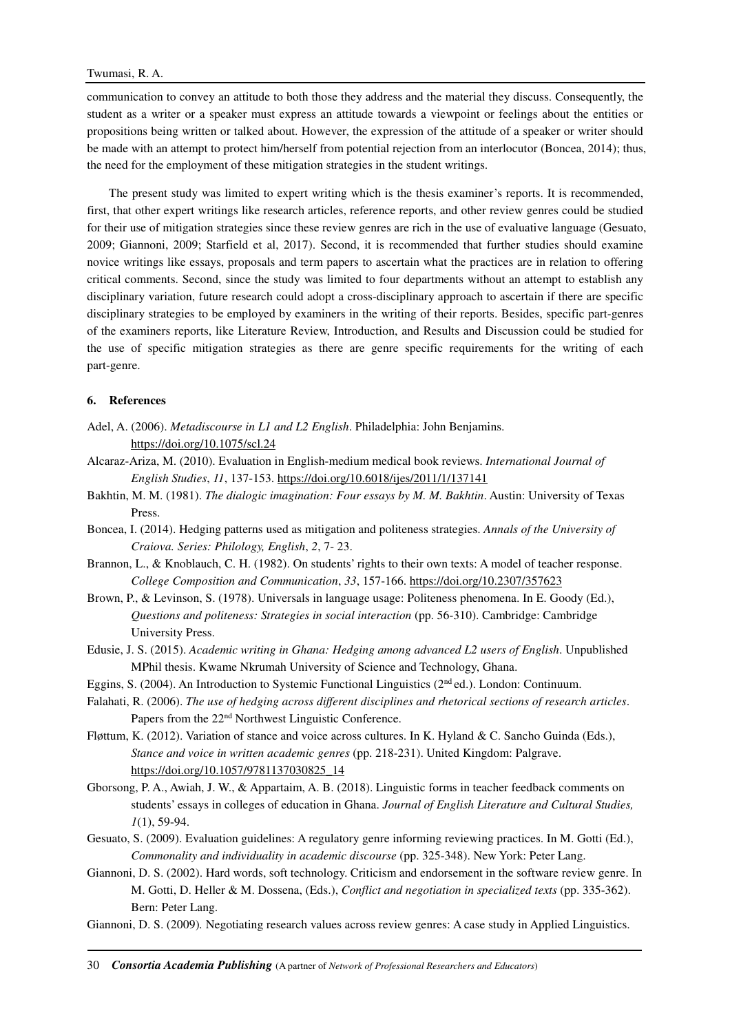communication to convey an attitude to both those they address and the material they discuss. Consequently, the student as a writer or a speaker must express an attitude towards a viewpoint or feelings about the entities or propositions being written or talked about. However, the expression of the attitude of a speaker or writer should be made with an attempt to protect him/herself from potential rejection from an interlocutor (Boncea, 2014); thus, the need for the employment of these mitigation strategies in the student writings.

The present study was limited to expert writing which is the thesis examiner's reports. It is recommended, first, that other expert writings like research articles, reference reports, and other review genres could be studied for their use of mitigation strategies since these review genres are rich in the use of evaluative language (Gesuato, 2009; Giannoni, 2009; Starfield et al, 2017). Second, it is recommended that further studies should examine novice writings like essays, proposals and term papers to ascertain what the practices are in relation to offering critical comments. Second, since the study was limited to four departments without an attempt to establish any disciplinary variation, future research could adopt a cross-disciplinary approach to ascertain if there are specific disciplinary strategies to be employed by examiners in the writing of their reports. Besides, specific part-genres of the examiners reports, like Literature Review, Introduction, and Results and Discussion could be studied for the use of specific mitigation strategies as there are genre specific requirements for the writing of each part-genre.

## 6. References

Adel, A. (2006). *Metadiscourse in L1 and L2 English*. Philadelphia: John Benjamins. https://doi.org/10.1075/scl.24

Alcaraz-Ariza, M. (2010). Evaluation in English-medium medical book reviews. *International Journal of English Studies*, *11*, 137-153. https://doi.org/10.6018/ijes/2011/1/137141

Bakhtin, M. M. (1981). *The dialogic imagination: Four essays by M. M. Bakhtin*. Austin: University of Texas Press.

Boncea, I. (2014). Hedging patterns used as mitigation and politeness strategies. *Annals of the University of Craiova. Series: Philology, English*, *2*, 7- 23.

Brannon, L., & Knoblauch, C. H. (1982). On students' rights to their own texts: A model of teacher response. *College Composition and Communication*, *33*, 157-166. https://doi.org/10.2307/357623

Brown, P., & Levinson, S. (1978). Universals in language usage: Politeness phenomena. In E. Goody (Ed.), *Questions and politeness: Strategies in social interaction* (pp. 56-310). Cambridge: Cambridge University Press.

Edusie, J. S. (2015). *Academic writing in Ghana: Hedging among advanced L2 users of English*. Unpublished MPhil thesis. Kwame Nkrumah University of Science and Technology, Ghana.

Eggins, S. (2004). An Introduction to Systemic Functional Linguistics (2nd ed.). London: Continuum.

Falahati, R. (2006). *The use of hedging across different disciplines and rhetorical sections of research articles*. Papers from the 22nd Northwest Linguistic Conference.

Fløttum, K. (2012). Variation of stance and voice across cultures. In K. Hyland & C. Sancho Guinda (Eds.), *Stance and voice in written academic genres* (pp. 218-231). United Kingdom: Palgrave. https://doi.org/10.1057/9781137030825_14

Gborsong, P. A., Awiah, J. W., & Appartaim, A. B. (2018). Linguistic forms in teacher feedback comments on students' essays in colleges of education in Ghana. *Journal of English Literature and Cultural Studies, 1*(1), 59-94.

Gesuato, S. (2009). Evaluation guidelines: A regulatory genre informing reviewing practices. In M. Gotti (Ed.), *Commonality and individuality in academic discourse* (pp. 325-348). New York: Peter Lang.

Giannoni, D. S. (2002). Hard words, soft technology. Criticism and endorsement in the software review genre. In M. Gotti, D. Heller & M. Dossena, (Eds.), *Conflict and negotiation in specialized texts* (pp. 335-362). Bern: Peter Lang.

Giannoni, D. S. (2009). Negotiating research values across review genres: A case study in Applied Linguistics.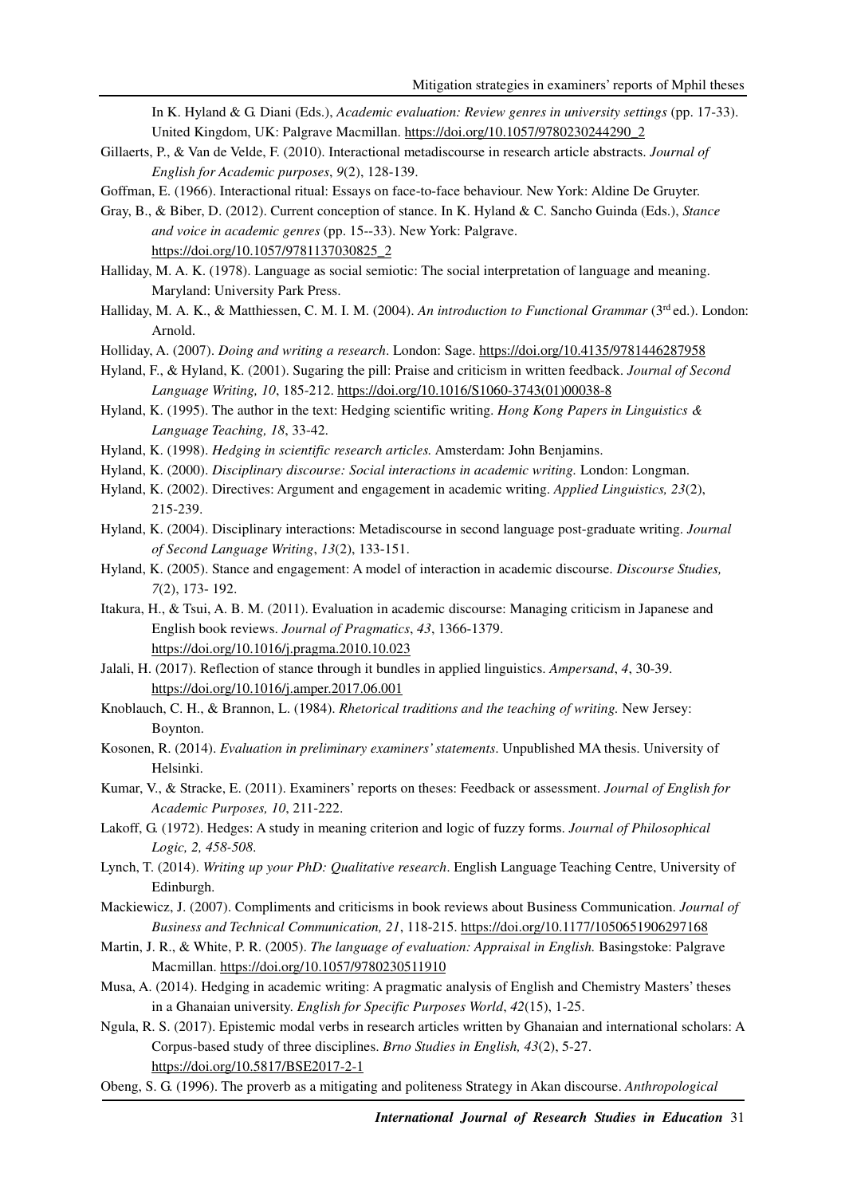In K. Hyland & G. Diani (Eds.), *Academic evaluation: Review genres in university settings* (pp. 17-33). United Kingdom, UK: Palgrave Macmillan. https://doi.org/10.1057/9780230244290_2

Gillaerts, P., & Van de Velde, F. (2010). Interactional metadiscourse in research article abstracts. *Journal of English for Academic purposes*, *9*(2), 128-139.

Goffman, E. (1966). Interactional ritual: Essays on face-to-face behaviour. New York: Aldine De Gruyter.

Gray, B., & Biber, D. (2012). Current conception of stance. In K. Hyland & C. Sancho Guinda (Eds.), *Stance and voice in academic genres* (pp. 15--33). New York: Palgrave. https://doi.org/10.1057/9781137030825_2

Halliday, M. A. K. (1978). Language as social semiotic: The social interpretation of language and meaning. Maryland: University Park Press.

Halliday, M. A. K., & Matthiessen, C. M. I. M. (2004). *An introduction to Functional Grammar* (3rd ed.). London: Arnold.

Holliday, A. (2007). *Doing and writing a research*. London: Sage. https://doi.org/10.4135/9781446287958

Hyland, F., & Hyland, K. (2001). Sugaring the pill: Praise and criticism in written feedback. *Journal of Second Language Writing, 10*, 185-212. https://doi.org/10.1016/S1060-3743(01)00038-8

Hyland, K. (1995). The author in the text: Hedging scientific writing. *Hong Kong Papers in Linguistics & Language Teaching, 18*, 33-42.

Hyland, K. (1998). *Hedging in scientific research articles.* Amsterdam: John Benjamins.

Hyland, K. (2000). *Disciplinary discourse: Social interactions in academic writing.* London: Longman.

Hyland, K. (2002). Directives: Argument and engagement in academic writing. *Applied Linguistics, 23*(2), 215-239.

Hyland, K. (2004). Disciplinary interactions: Metadiscourse in second language post-graduate writing. *Journal of Second Language Writing*, *13*(2), 133-151.

Hyland, K. (2005). Stance and engagement: A model of interaction in academic discourse. *Discourse Studies, 7*(2), 173- 192.

Itakura, H., & Tsui, A. B. M. (2011). Evaluation in academic discourse: Managing criticism in Japanese and English book reviews. *Journal of Pragmatics*, *43*, 1366-1379. https://doi.org/10.1016/j.pragma.2010.10.023

Jalali, H. (2017). Reflection of stance through it bundles in applied linguistics. *Ampersand*, *4*, 30-39. https://doi.org/10.1016/j.amper.2017.06.001

Knoblauch, C. H., & Brannon, L. (1984). *Rhetorical traditions and the teaching of writing.* New Jersey: Boynton.

Kosonen, R. (2014). *Evaluation in preliminary examiners' statements*. Unpublished MA thesis. University of Helsinki.

Kumar, V., & Stracke, E. (2011). Examiners' reports on theses: Feedback or assessment. *Journal of English for Academic Purposes, 10*, 211-222.

Lakoff, G. (1972). Hedges: A study in meaning criterion and logic of fuzzy forms. *Journal of Philosophical Logic, 2, 458-508.*

Lynch, T. (2014). *Writing up your PhD: Qualitative research*. English Language Teaching Centre, University of Edinburgh.

Mackiewicz, J. (2007). Compliments and criticisms in book reviews about Business Communication. *Journal of Business and Technical Communication, 21*, 118-215. https://doi.org/10.1177/1050651906297168

Martin, J. R., & White, P. R. (2005). *The language of evaluation: Appraisal in English.* Basingstoke: Palgrave Macmillan. https://doi.org/10.1057/9780230511910

Musa, A. (2014). Hedging in academic writing: A pragmatic analysis of English and Chemistry Masters' theses in a Ghanaian university. *English for Specific Purposes World*, *42*(15), 1-25.

Ngula, R. S. (2017). Epistemic modal verbs in research articles written by Ghanaian and international scholars: A Corpus-based study of three disciplines. *Brno Studies in English, 43*(2), 5-27. https://doi.org/10.5817/BSE2017-2-1

Obeng, S. G. (1996). The proverb as a mitigating and politeness Strategy in Akan discourse. *Anthropological*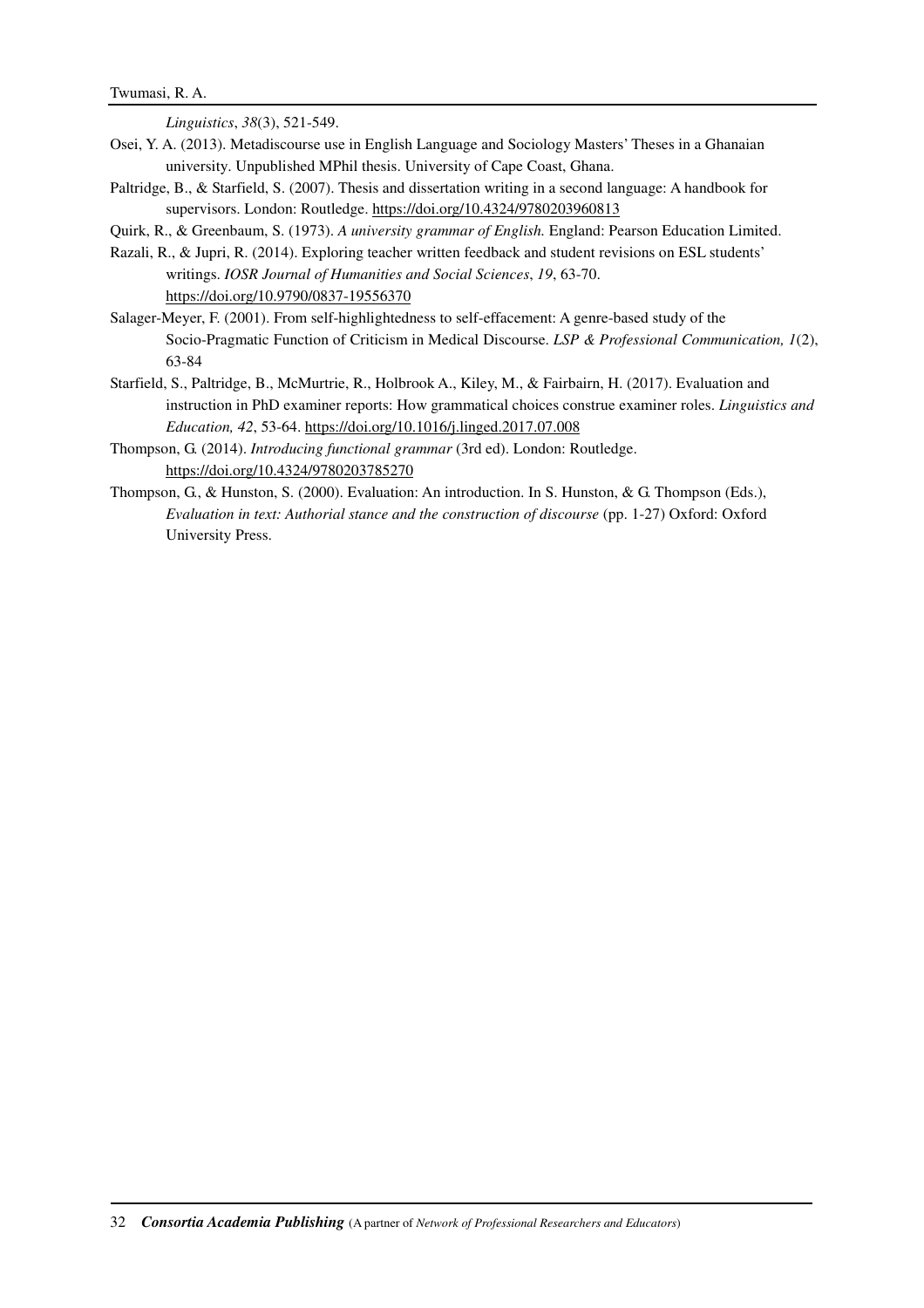*Linguistics*, *38*(3), 521-549.

Osei, Y. A. (2013). Metadiscourse use in English Language and Sociology Masters' Theses in a Ghanaian university. Unpublished MPhil thesis. University of Cape Coast, Ghana.

Paltridge, B., & Starfield, S. (2007). Thesis and dissertation writing in a second language: A handbook for supervisors. London: Routledge. https://doi.org/10.4324/9780203960813

Quirk, R., & Greenbaum, S. (1973). *A university grammar of English.* England: Pearson Education Limited.

Razali, R., & Jupri, R. (2014). Exploring teacher written feedback and student revisions on ESL students' writings. *IOSR Journal of Humanities and Social Sciences*, *19*, 63-70. https://doi.org/10.9790/0837-19556370

Salager-Meyer, F. (2001). From self-highlightedness to self-effacement: A genre-based study of the Socio-Pragmatic Function of Criticism in Medical Discourse. *LSP & Professional Communication, 1*(2), 63-84

Starfield, S., Paltridge, B., McMurtrie, R., Holbrook A., Kiley, M., & Fairbairn, H. (2017). Evaluation and instruction in PhD examiner reports: How grammatical choices construe examiner roles. *Linguistics and Education, 42*, 53-64. https://doi.org/10.1016/j.linged.2017.07.008

Thompson, G. (2014). *Introducing functional grammar* (3rd ed). London: Routledge. https://doi.org/10.4324/9780203785270

Thompson, G., & Hunston, S. (2000). Evaluation: An introduction. In S. Hunston, & G. Thompson (Eds.), *Evaluation in text: Authorial stance and the construction of discourse* (pp. 1-27) Oxford: Oxford University Press.